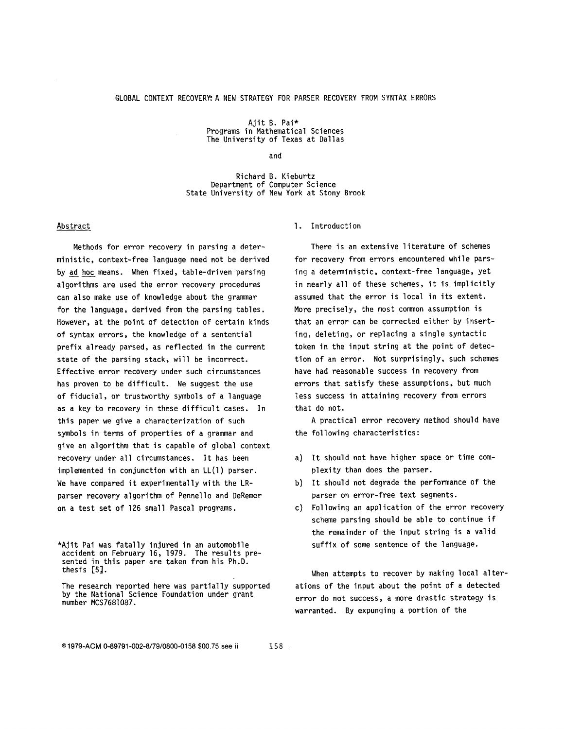# GLOBAL CONTEXT RECOVERY: A NEW STRATEGY FOR PARSER RECOVERY FROM SYNTAX ERRORS

Ajit B. Pai*
Programs in Mathematical Sciences
The University of Texas at Dallas

and

Richard B. Kieburtz
Department of Computer Science
State University of New York at Stony Brook

## Abstract

Methods for error recovery in parsing a deterministic, context-free language need not be derived by ad hoc means. When fixed, table-driven parsing algorithms are used the error recovery procedures can also make use of knowledge about the grammar for the language, derived from the parsing tables. However, at the point of detection of certain kinds of syntax errors, the knowledge of a sentential prefix already parsed, as reflected in the current state of the parsing stack, will be incorrect. Effective error recovery under such circumstances has proven to be difficult. We suggest the use of fiducial, or trustworthy symbols of a language as a key to recovery in these difficult cases. In this paper we give a characterization of such symbols in terms of properties of a grammar and give an algorithm that is capable of global context recovery under all circumstances. It has been implemented in conjunction with an LL(1) parser. We have compared it experimentally with the LR-parser recovery algorithm of Pennello and DeRemer on a test set of 126 small Pascal programs.

*Ajit Pai was fatally injured in an automobile accident on February 16, 1979. The results presented in this paper are taken from his Ph.D. thesis [5].

The research reported here was partially supported by the National Science Foundation under grant number MCS7681087.

## 1. Introduction

There is an extensive literature of schemes for recovery from errors encountered while parsing a deterministic, context-free language, yet in nearly all of these schemes, it is implicitly assumed that the error is local in its extent. More precisely, the most common assumption is that an error can be corrected either by inserting, deleting, or replacing a single syntactic token in the input string at the point of detection of an error. Not surprisingly, such schemes have had reasonable success in recovery from errors that satisfy these assumptions, but much less success in attaining recovery from errors that do not.

A practical error recovery method should have the following characteristics:

a) It should not have higher space or time complexity than does the parser.
b) It should not degrade the performance of the parser on error-free text segments.
c) Following an application of the error recovery scheme parsing should be able to continue if the remainder of the input string is a valid suffix of some sentence of the language.

When attempts to recover by making local alterations of the input about the point of a detected error do not success, a more drastic strategy is warranted. By expunging a portion of the

©1979-ACM 0-89791-002-8/79/0800-0158 $00.75 see ii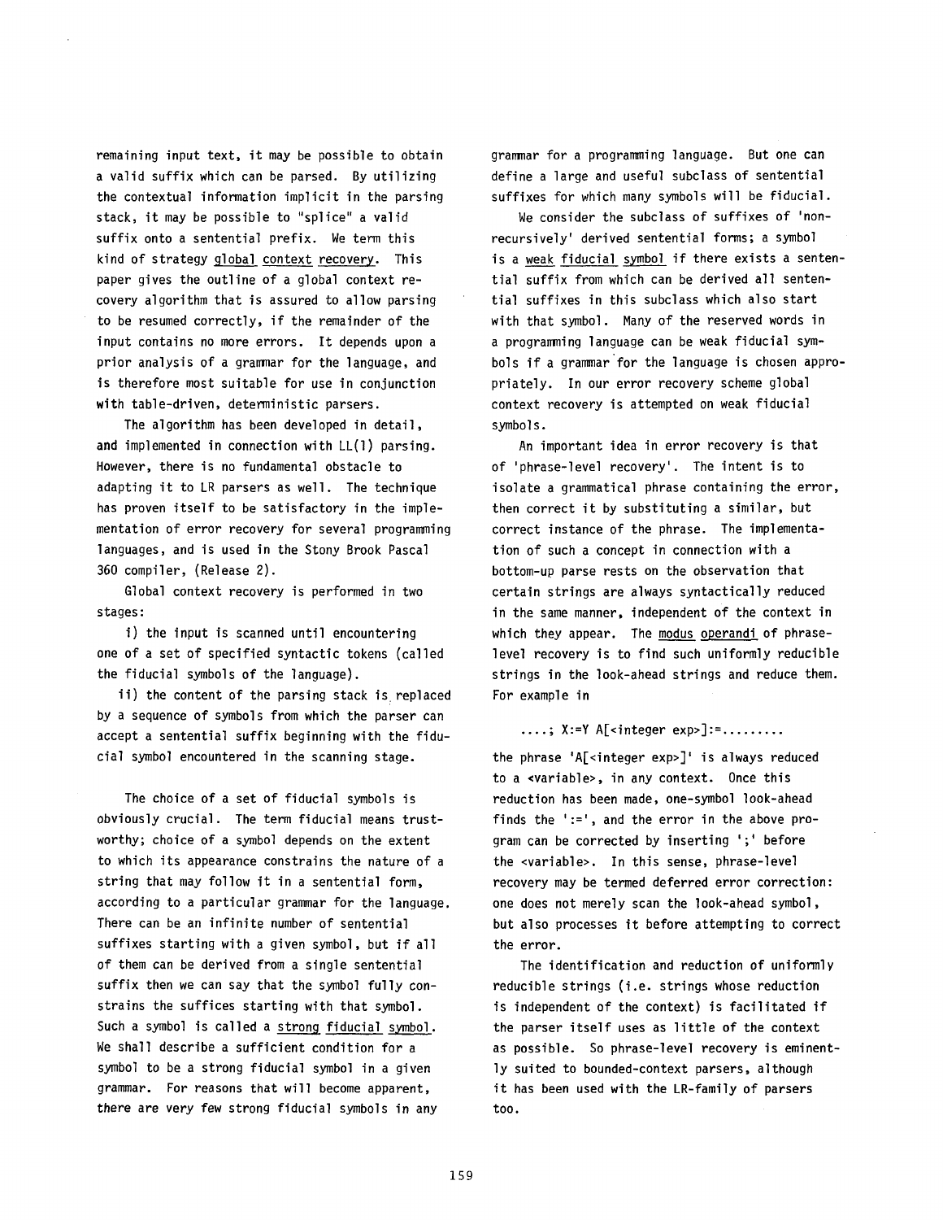remaining input text, it may be possible to obtain a valid suffix which can be parsed. By utilizing the contextual information implicit in the parsing stack, it may be possible to "splice" a valid suffix onto a sentential prefix. We term this kind of strategy global context recovery. This paper gives the outline of a global context recovery algorithm that is assured to allow parsing to be resumed correctly, if the remainder of the input contains no more errors. It depends upon a prior analysis of a grammar for the language, and is therefore most suitable for use in conjunction with table-driven, deterministic parsers.

The algorithm has been developed in detail, and implemented in connection with LL(1) parsing. However, there is no fundamental obstacle to adapting it to LR parsers as well. The technique has proven itself to be satisfactory in the implementation of error recovery for several programming languages, and is used in the Stony Brook Pascal 360 compiler, (Release 2).

Global context recovery is performed in two stages:

i) the input is scanned until encountering one of a set of specified syntactic tokens (called the fiducial symbols of the language).

ii) the content of the parsing stack is replaced by a sequence of symbols from which the parser can accept a sentential suffix beginning with the fiducial symbol encountered in the scanning stage.

The choice of a set of fiducial symbols is obviously crucial. The term fiducial means trustworthy; choice of a symbol depends on the extent to which its appearance constrains the nature of a string that may follow it in a sentential form, according to a particular grammar for the language. There can be an infinite number of sentential suffixes starting with a given symbol, but if all of them can be derived from a single sentential suffix then we can say that the symbol fully constrains the suffices starting with that symbol. Such a symbol is called a strong fiducial symbol. We shall describe a sufficient condition for a symbol to be a strong fiducial symbol in a given grammar. For reasons that will become apparent, there are very few strong fiducial symbols in any grammar for a programming language. But one can define a large and useful subclass of sentential suffixes for which many symbols will be fiducial.

We consider the subclass of suffixes of 'non-recursively' derived sentential forms; a symbol is a weak fiducial symbol if there exists a sentential suffix from which can be derived all sentential suffixes in this subclass which also start with that symbol. Many of the reserved words in a programming language can be weak fiducial symbols if a grammar for the language is chosen appropriately. In our error recovery scheme global context recovery is attempted on weak fiducial symbols.

An important idea in error recovery is that of 'phrase-level recovery'. The intent is to isolate a grammatical phrase containing the error, then correct it by substituting a similar, but correct instance of the phrase. The implementation of such a concept in connection with a bottom-up parse rests on the observation that certain strings are always syntactically reduced in the same manner, independent of the context in which they appear. The *modus operandi* of phrase-level recovery is to find such uniformly reducible strings in the look-ahead strings and reduce them. For example in

```
....; X:=Y A[<integer exp>]:=.........
```

the phrase 'A[<integer exp>]' is always reduced to a <variable>, in any context. Once this reduction has been made, one-symbol look-ahead finds the ':=', and the error in the above program can be corrected by inserting ';' before the <variable>. In this sense, phrase-level recovery may be termed deferred error correction: one does not merely scan the look-ahead symbol, but also processes it before attempting to correct the error.

The identification and reduction of uniformly reducible strings (i.e. strings whose reduction is independent of the context) is facilitated if the parser itself uses as little of the context as possible. So phrase-level recovery is eminently suited to bounded-context parsers, although it has been used with the LR-family of parsers too.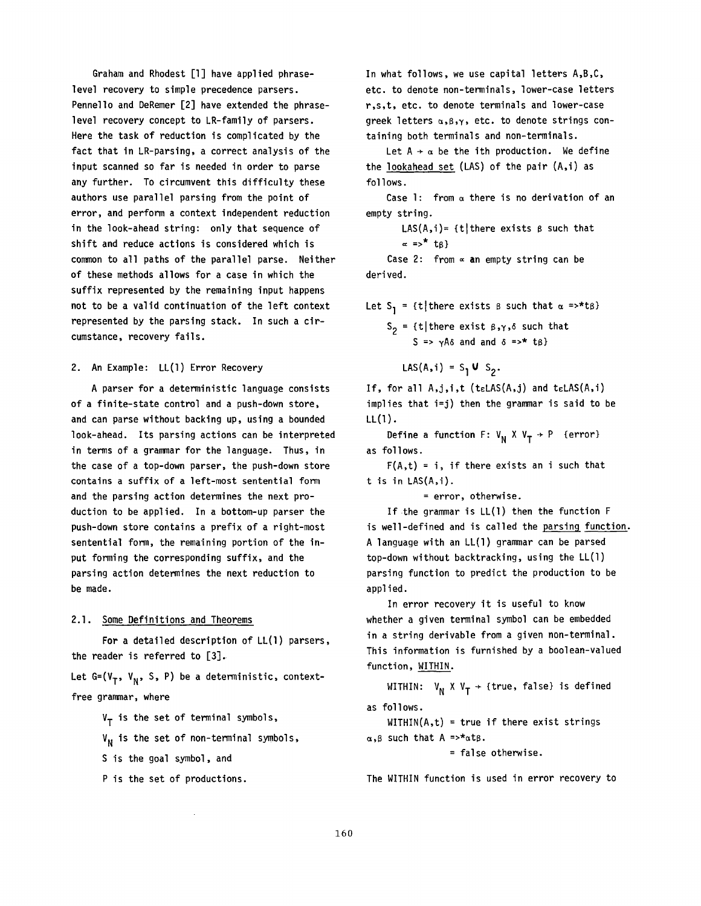Graham and Rhodest [1] have applied phrase-level recovery to simple precedence parsers. Pennello and DeRemer [2] have extended the phrase-level recovery concept to LR-family of parsers. Here the task of reduction is complicated by the fact that in LR-parsing, a correct analysis of the input scanned so far is needed in order to parse any further. To circumvent this difficulty these authors use parallel parsing from the point of error, and perform a context independent reduction in the look-ahead string: only that sequence of shift and reduce actions is considered which is common to all paths of the parallel parse. Neither of these methods allows for a case in which the suffix represented by the remaining input happens not to be a valid continuation of the left context represented by the parsing stack. In such a circumstance, recovery fails.

## 2. An Example: LL(1) Error Recovery

A parser for a deterministic language consists of a finite-state control and a push-down store, and can parse without backing up, using a bounded look-ahead. Its parsing actions can be interpreted in terms of a grammar for the language. Thus, in the case of a top-down parser, the push-down store contains a suffix of a left-most sentential form and the parsing action determines the next production to be applied. In a bottom-up parser the push-down store contains a prefix of a right-most sentential form, the remaining portion of the input forming the corresponding suffix, and the parsing action determines the next reduction to be made.

### 2.1. Some Definitions and Theorems

For a detailed description of LL(1) parsers, the reader is referred to [3].

Let $G=(V_T, V_N, S, P)$ be a deterministic, context-free grammar, where

$V_T$ is the set of terminal symbols,

$V_N$ is the set of non-terminal symbols,

S is the goal symbol, and

P is the set of productions.

In what follows, we use capital letters A,B,C, etc. to denote non-terminals, lower-case letters r,s,t, etc. to denote terminals and lower-case greek letters $\alpha,\beta,\gamma$, etc. to denote strings containing both terminals and non-terminals.

Let $A \rightarrow \alpha$ be the ith production. We define the lookahead set (LAS) of the pair (A,i) as follows.

Case 1: from $\alpha$ there is no derivation of an empty string.

$LAS(A,i) = \{t \mid \text{there exists } \beta \text{ such that } \alpha \Rightarrow^* t\beta\}$

Case 2: from $\alpha$ an empty string can be derived.

Let $S_1 = \{t \mid \text{there exists } \beta \text{ such that } \alpha \Rightarrow^* t\beta\}$

$S_2 = \{t \mid \text{there exist } \beta,\gamma,\delta \text{ such that } S \Rightarrow \gamma A\delta \text{ and and } \delta \Rightarrow^* t\beta\}$

$LAS(A,i) = S_1 \cup S_2.$

If, for all A,j,i,t ($t \in LAS(A,j)$ and $t \in LAS(A,i)$ implies that i=j) then the grammar is said to be LL(1).

Define a function $F: V_N \times V_T \rightarrow P$ {error} as follows.

$F(A,t) = i$, if there exists an i such that t is in LAS(A,i).

= error, otherwise.

If the grammar is LL(1) then the function F is well-defined and is called the parsing function. A language with an LL(1) grammar can be parsed top-down without backtracking, using the LL(1) parsing function to predict the production to be applied.

In error recovery it is useful to know whether a given terminal symbol can be embedded in a string derivable from a given non-terminal. This information is furnished by a boolean-valued function, WITHIN.

WITHIN: $V_N \times V_T \rightarrow$ {true, false} is defined as follows.

WITHIN(A,t) = true if there exist strings $\alpha,\beta$ such that $A \Rightarrow^* \alpha t \beta$.

= false otherwise.

The WITHIN function is used in error recovery to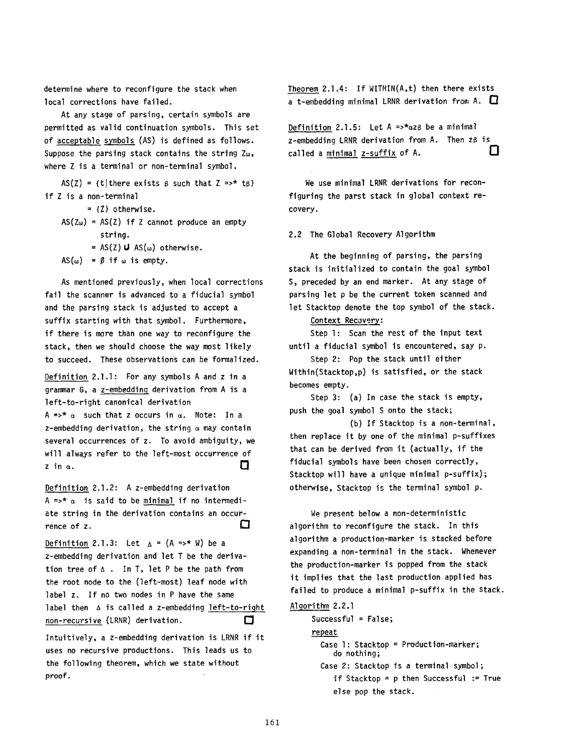determine where to reconfigure the stack when local corrections have failed.

At any stage of parsing, certain symbols are permitted as valid continuation symbols. This set of acceptable symbols (AS) is defined as follows. Suppose the parsing stack contains the string $Z\omega$, where Z is a terminal or non-terminal symbol.

$AS(Z) = \{t \mid \text{there exists } \beta \text{ such that } Z \Rightarrow^* t\beta\}$ if Z is a non-terminal

$\quad = \{Z\}$ otherwise.

$AS(Z\omega) = AS(Z)$ if Z cannot produce an empty string.

$\quad = AS(Z) \cup AS(\omega)$ otherwise.

$AS(\omega) = \emptyset$ if $\omega$ is empty.

As mentioned previously, when local corrections fail the scanner is advanced to a fiducial symbol and the parsing stack is adjusted to accept a suffix starting with that symbol. Furthermore, if there is more than one way to reconfigure the stack, then we should choose the way most likely to succeed. These observations can be formalized.

Definition 2.1.1: For any symbols A and z in a grammar G, a z-embedding derivation from A is a left-to-right canonical derivation $A \Rightarrow^* \alpha$ such that z occurs in $\alpha$. Note: In a z-embedding derivation, the string $\alpha$ may contain several occurrences of z. To avoid ambiguity, we will always refer to the left-most occurrence of z in $\alpha$. □

Definition 2.1.2: A z-embedding derivation $A \Rightarrow^* \alpha$ is said to be minimal if no intermediate string in the derivation contains an occurrence of z. □

Definition 2.1.3: Let $\Delta = (A \Rightarrow^* W)$ be a z-embedding derivation and let T be the derivation tree of $\Delta$. In T, let P be the path from the root node to the (left-most) leaf node with label z. If no two nodes in P have the same label then $\Delta$ is called a z-embedding left-to-right non-recursive (LRNR) derivation. □

Intuitively, a z-embedding derivation is LRNR if it uses no recursive productions. This leads us to the following theorem, which we state without proof.

Theorem 2.1.4: If WITHIN(A,t) then there exists a t-embedding minimal LRNR derivation from A. □

Definition 2.1.5: Let $A \Rightarrow^* \alpha z \beta$ be a minimal z-embedding LRNR derivation from A. Then $z\beta$ is called a minimal z-suffix of A. □

We use minimal LRNR derivations for reconfiguring the parst stack in global context recovery.

## 2.2 The Global Recovery Algorithm

At the beginning of parsing, the parsing stack is initialized to contain the goal symbol S, preceded by an end marker. At any stage of parsing let p be the current token scanned and let Stacktop denote the top symbol of the stack.

Context Recovery:

Step 1: Scan the rest of the input text until a fiducial symbol is encountered, say p.

Step 2: Pop the stack until either Within(Stacktop,p) is satisfied, or the stack becomes empty.

Step 3: (a) In case the stack is empty, push the goal symbol S onto the stack;

(b) If Stacktop is a non-terminal, then replace it by one of the minimal p-suffixes that can be derived from it (actually, if the fiducial symbols have been chosen correctly, Stacktop will have a unique minimal p-suffix); otherwise, Stacktop is the terminal symbol p.

We present below a non-deterministic algorithm to reconfigure the stack. In this algorithm a production-marker is stacked before expanding a non-terminal in the stack. Whenever the production-marker is popped from the stack it implies that the last production applied has failed to produce a minimal p-suffix in the stack.

Algorithm 2.2.1

```
Successful = False;
repeat
  Case 1: Stacktop = Production-marker;
    do nothing;
  Case 2: Stacktop is a terminal symbol;
    if Stacktop = p then Successful := True
    else pop the stack.
```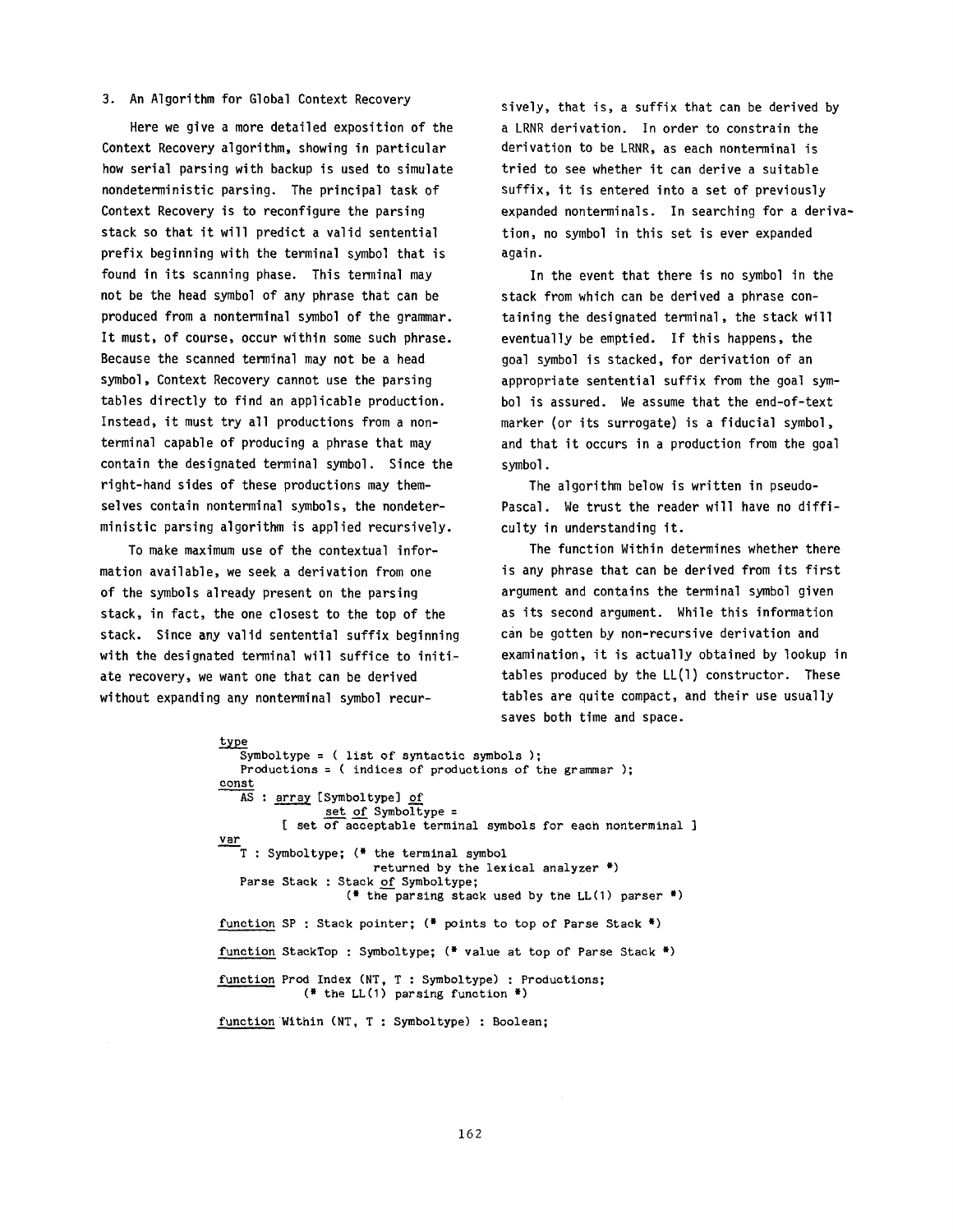### 3. An Algorithm for Global Context Recovery

Here we give a more detailed exposition of the Context Recovery algorithm, showing in particular how serial parsing with backup is used to simulate nondeterministic parsing. The principal task of Context Recovery is to reconfigure the parsing stack so that it will predict a valid sentential prefix beginning with the terminal symbol that is found in its scanning phase. This terminal may not be the head symbol of any phrase that can be produced from a nonterminal symbol of the grammar. It must, of course, occur within some such phrase. Because the scanned terminal may not be a head symbol, Context Recovery cannot use the parsing tables directly to find an applicable production. Instead, it must try all productions from a nonterminal capable of producing a phrase that may contain the designated terminal symbol. Since the right-hand sides of these productions may themselves contain nonterminal symbols, the nondeterministic parsing algorithm is applied recursively.

To make maximum use of the contextual information available, we seek a derivation from one of the symbols already present on the parsing stack, in fact, the one closest to the top of the stack. Since any valid sentential suffix beginning with the designated terminal will suffice to initiate recovery, we want one that can be derived without expanding any nonterminal symbol recursively, that is, a suffix that can be derived by a LRNR derivation. In order to constrain the derivation to be LRNR, as each nonterminal is tried to see whether it can derive a suitable suffix, it is entered into a set of previously expanded nonterminals. In searching for a derivation, no symbol in this set is ever expanded again.

In the event that there is no symbol in the stack from which can be derived a phrase containing the designated terminal, the stack will eventually be emptied. If this happens, the goal symbol is stacked, for derivation of an appropriate sentential suffix from the goal symbol is assured. We assume that the end-of-text marker (or its surrogate) is a fiducial symbol, and that it occurs in a production from the goal symbol.

The algorithm below is written in pseudo-Pascal. We trust the reader will have no difficulty in understanding it.

The function Within determines whether there is any phrase that can be derived from its first argument and contains the terminal symbol given as its second argument. While this information can be gotten by non-recursive derivation and examination, it is actually obtained by lookup in tables produced by the LL(1) constructor. These tables are quite compact, and their use usually saves both time and space.

```
type
   Symboltype = ( list of syntactic symbols );
   Productions = ( indices of productions of the grammar );
const
   AS : array [Symboltype] of
              set of Symboltype =
        [ set of acceptable terminal symbols for each nonterminal ]
var
   T : Symboltype; (* the terminal symbol
                      returned by the lexical analyzer *)
   Parse Stack : Stack of Symboltype;
                 (* the parsing stack used by the LL(1) parser *)

function SP : Stack pointer; (* points to top of Parse Stack *)

function StackTop : Symboltype; (* value at top of Parse Stack *)

function Prod Index (NT, T : Symboltype) : Productions;
          (* the LL(1) parsing function *)

function Within (NT, T : Symboltype) : Boolean;
```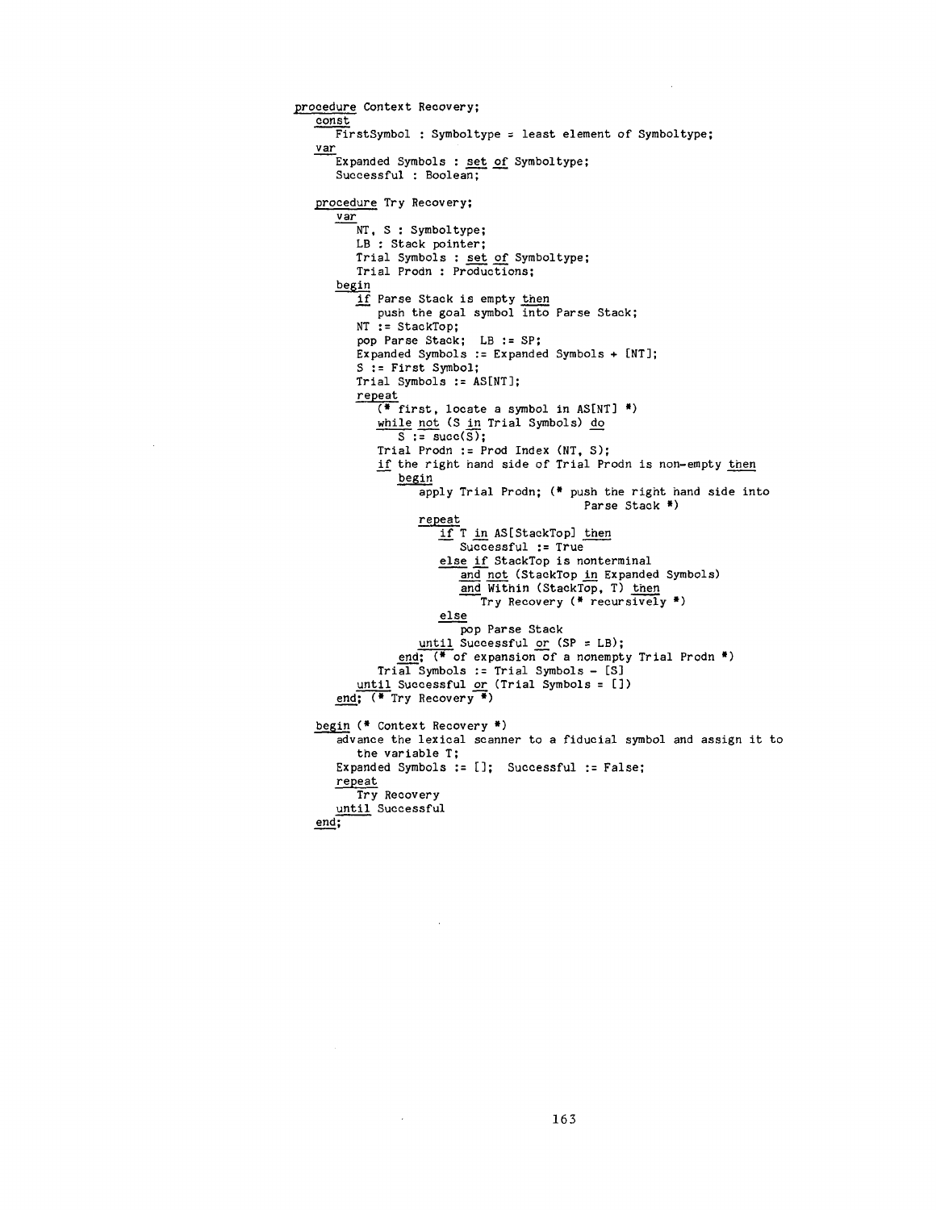```
procedure Context Recovery;
   const
      FirstSymbol : Symboltype = least element of Symboltype;
   var
      Expanded Symbols : set of Symboltype;
      Successful : Boolean;

   procedure Try Recovery;
      var
         NT, S : Symboltype;
         LB : Stack pointer;
         Trial Symbols : set of Symboltype;
         Trial Prodn : Productions;
      begin
         if Parse Stack is empty then
            push the goal symbol into Parse Stack;
         NT := StackTop;
         pop Parse Stack;  LB := SP;
         Expanded Symbols := Expanded Symbols + [NT];
         S := First Symbol;
         Trial Symbols := AS[NT];
         repeat
            (* first, locate a symbol in AS[NT] *)
            while not (S in Trial Symbols) do
               S := succ(S);
            Trial Prodn := Prod Index (NT, S);
            if the right hand side of Trial Prodn is non-empty then
               begin
                  apply Trial Prodn; (* push the right hand side into
                                        Parse Stack *)
                  repeat
                     if T in AS[StackTop] then
                        Successful := True
                     else if StackTop is nonterminal
                        and not (StackTop in Expanded Symbols)
                        and Within (StackTop, T) then
                           Try Recovery (* recursively *)
                     else
                        pop Parse Stack
                  until Successful or (SP = LB);
               end; (* of expansion of a nonempty Trial Prodn *)
            Trial Symbols := Trial Symbols - [S]
         until Successful or (Trial Symbols = [])
      end; (* Try Recovery *)

   begin (* Context Recovery *)
      advance the lexical scanner to a fiducial symbol and assign it to
         the variable T;
      Expanded Symbols := [];  Successful := False;
      repeat
         Try Recovery
      until Successful
   end;
```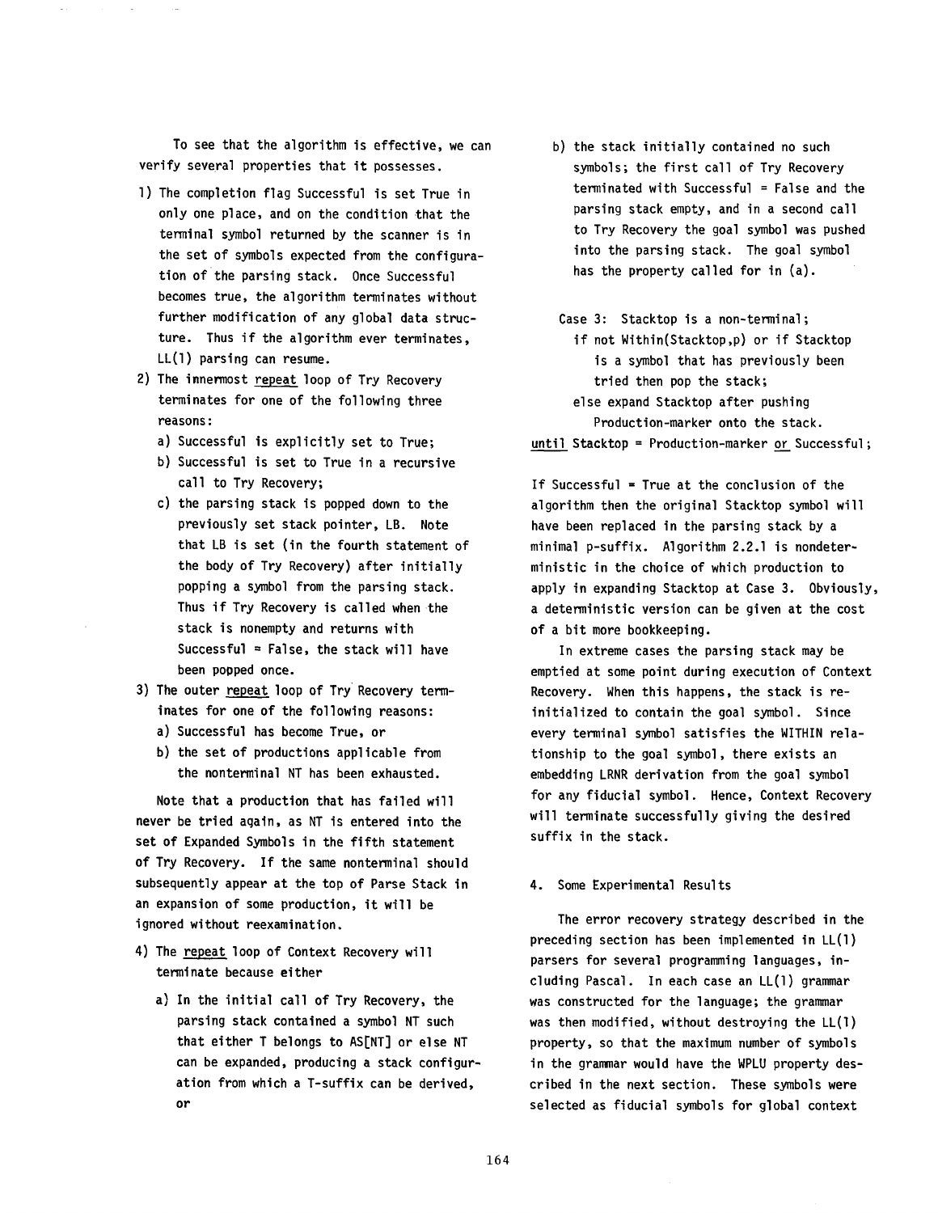To see that the algorithm is effective, we can verify several properties that it possesses.

1) The completion flag Successful is set True in only one place, and on the condition that the terminal symbol returned by the scanner is in the set of symbols expected from the configuration of the parsing stack. Once Successful becomes true, the algorithm terminates without further modification of any global data structure. Thus if the algorithm ever terminates, LL(1) parsing can resume.

2) The innermost repeat loop of Try Recovery terminates for one of the following three reasons:
   a) Successful is explicitly set to True;
   b) Successful is set to True in a recursive call to Try Recovery;
   c) the parsing stack is popped down to the previously set stack pointer, LB. Note that LB is set (in the fourth statement of the body of Try Recovery) after initially popping a symbol from the parsing stack. Thus if Try Recovery is called when the stack is nonempty and returns with Successful = False, the stack will have been popped once.

3) The outer repeat loop of Try Recovery terminates for one of the following reasons:
   a) Successful has become True, or
   b) the set of productions applicable from the nonterminal NT has been exhausted.

Note that a production that has failed will never be tried again, as NT is entered into the set of Expanded Symbols in the fifth statement of Try Recovery. If the same nonterminal should subsequently appear at the top of Parse Stack in an expansion of some production, it will be ignored without reexamination.

4) The repeat loop of Context Recovery will terminate because either
   a) In the initial call of Try Recovery, the parsing stack contained a symbol NT such that either T belongs to AS[NT] or else NT can be expanded, producing a stack configuration from which a T-suffix can be derived, or
   b) the stack initially contained no such symbols; the first call of Try Recovery terminated with Successful = False and the parsing stack empty, and in a second call to Try Recovery the goal symbol was pushed into the parsing stack. The goal symbol has the property called for in (a).

```
   Case 3: Stacktop is a non-terminal;
      if not Within(Stacktop,p) or if Stacktop
         is a symbol that has previously been
         tried then pop the stack;
      else expand Stacktop after pushing
         Production-marker onto the stack.
until Stacktop = Production-marker or Successful;
```

If Successful = True at the conclusion of the algorithm then the original Stacktop symbol will have been replaced in the parsing stack by a minimal p-suffix. Algorithm 2.2.1 is nondeterministic in the choice of which production to apply in expanding Stacktop at Case 3. Obviously, a deterministic version can be given at the cost of a bit more bookkeeping.

In extreme cases the parsing stack may be emptied at some point during execution of Context Recovery. When this happens, the stack is reinitialized to contain the goal symbol. Since every terminal symbol satisfies the WITHIN relationship to the goal symbol, there exists an embedding LRNR derivation from the goal symbol for any fiducial symbol. Hence, Context Recovery will terminate successfully giving the desired suffix in the stack.

## 4. Some Experimental Results

The error recovery strategy described in the preceding section has been implemented in LL(1) parsers for several programming languages, including Pascal. In each case an LL(1) grammar was constructed for the language; the grammar was then modified, without destroying the LL(1) property, so that the maximum number of symbols in the grammar would have the WPLU property described in the next section. These symbols were selected as fiducial symbols for global context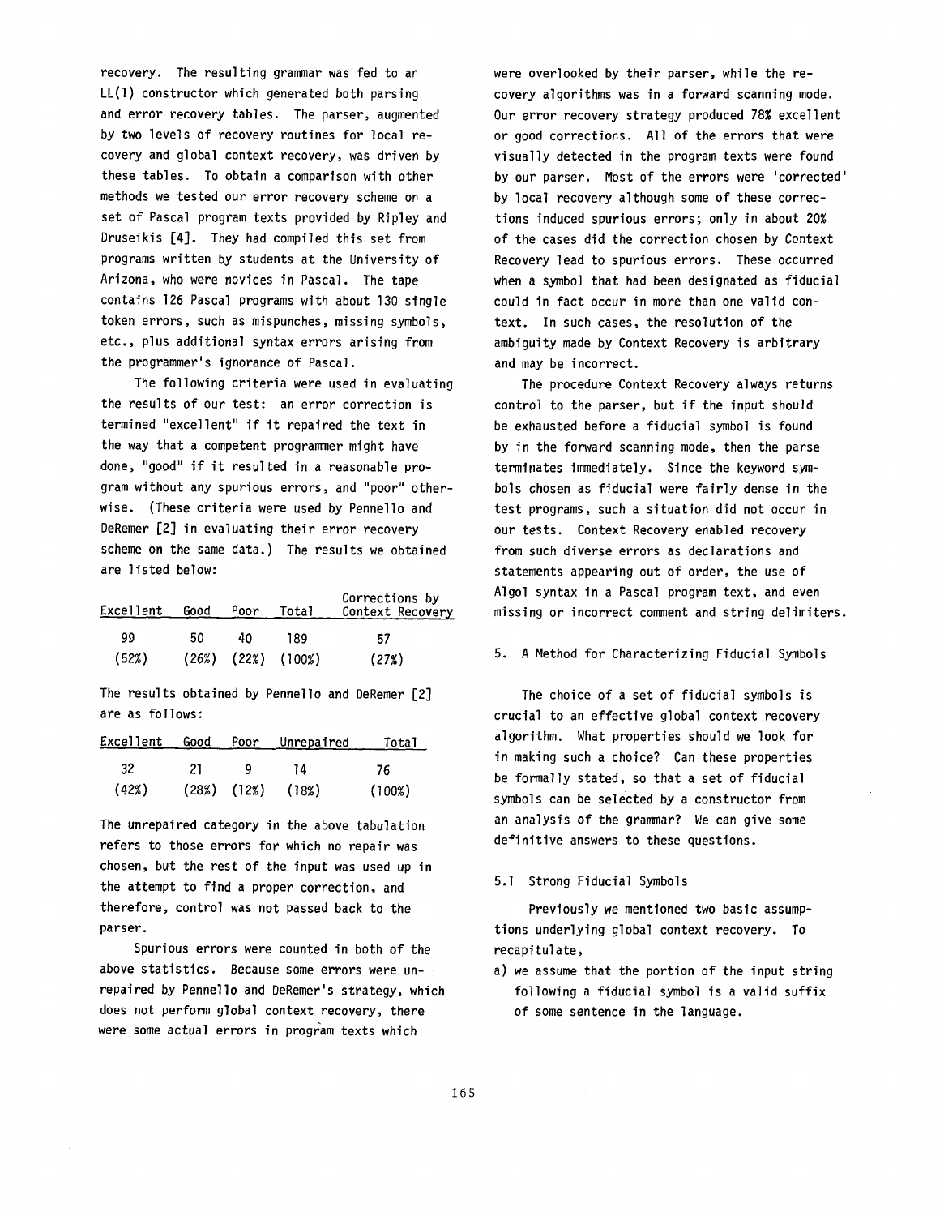recovery. The resulting grammar was fed to an LL(1) constructor which generated both parsing and error recovery tables. The parser, augmented by two levels of recovery routines for local recovery and global context recovery, was driven by these tables. To obtain a comparison with other methods we tested our error recovery scheme on a set of Pascal program texts provided by Ripley and Druseikis [4]. They had compiled this set from programs written by students at the University of Arizona, who were novices in Pascal. The tape contains 126 Pascal programs with about 130 single token errors, such as mispunches, missing symbols, etc., plus additional syntax errors arising from the programmer's ignorance of Pascal.

The following criteria were used in evaluating the results of our test: an error correction is termined "excellent" if it repaired the text in the way that a competent programmer might have done, "good" if it resulted in a reasonable program without any spurious errors, and "poor" otherwise. (These criteria were used by Pennello and DeRemer [2] in evaluating their error recovery scheme on the same data.) The results we obtained are listed below:

| Excellent | Good | Poor | Total | Corrections by Context Recovery |
|---|---|---|---|---|
| 99 | 50 | 40 | 189 | 57 |
| (52%) | (26%) | (22%) | (100%) | (27%) |

The results obtained by Pennello and DeRemer [2] are as follows:

| Excellent | Good | Poor | Unrepaired | Total |
|---|---|---|---|---|
| 32 | 21 | 9 | 14 | 76 |
| (42%) | (28%) | (12%) | (18%) | (100%) |

The unrepaired category in the above tabulation refers to those errors for which no repair was chosen, but the rest of the input was used up in the attempt to find a proper correction, and therefore, control was not passed back to the parser.

Spurious errors were counted in both of the above statistics. Because some errors were unrepaired by Pennello and DeRemer's strategy, which does not perform global context recovery, there were some actual errors in program texts which were overlooked by their parser, while the recovery algorithms was in a forward scanning mode. Our error recovery strategy produced 78% excellent or good corrections. All of the errors that were visually detected in the program texts were found by our parser. Most of the errors were 'corrected' by local recovery although some of these corrections induced spurious errors; only in about 20% of the cases did the correction chosen by Context Recovery lead to spurious errors. These occurred when a symbol that had been designated as fiducial could in fact occur in more than one valid context. In such cases, the resolution of the ambiguity made by Context Recovery is arbitrary and may be incorrect.

The procedure Context Recovery always returns control to the parser, but if the input should be exhausted before a fiducial symbol is found by in the forward scanning mode, then the parse terminates immediately. Since the keyword symbols chosen as fiducial were fairly dense in the test programs, such a situation did not occur in our tests. Context Recovery enabled recovery from such diverse errors as declarations and statements appearing out of order, the use of Algol syntax in a Pascal program text, and even missing or incorrect comment and string delimiters.

## 5. A Method for Characterizing Fiducial Symbols

The choice of a set of fiducial symbols is crucial to an effective global context recovery algorithm. What properties should we look for in making such a choice? Can these properties be formally stated, so that a set of fiducial symbols can be selected by a constructor from an analysis of the grammar? We can give some definitive answers to these questions.

### 5.1 Strong Fiducial Symbols

Previously we mentioned two basic assumptions underlying global context recovery. To recapitulate,

a) we assume that the portion of the input string following a fiducial symbol is a valid suffix of some sentence in the language.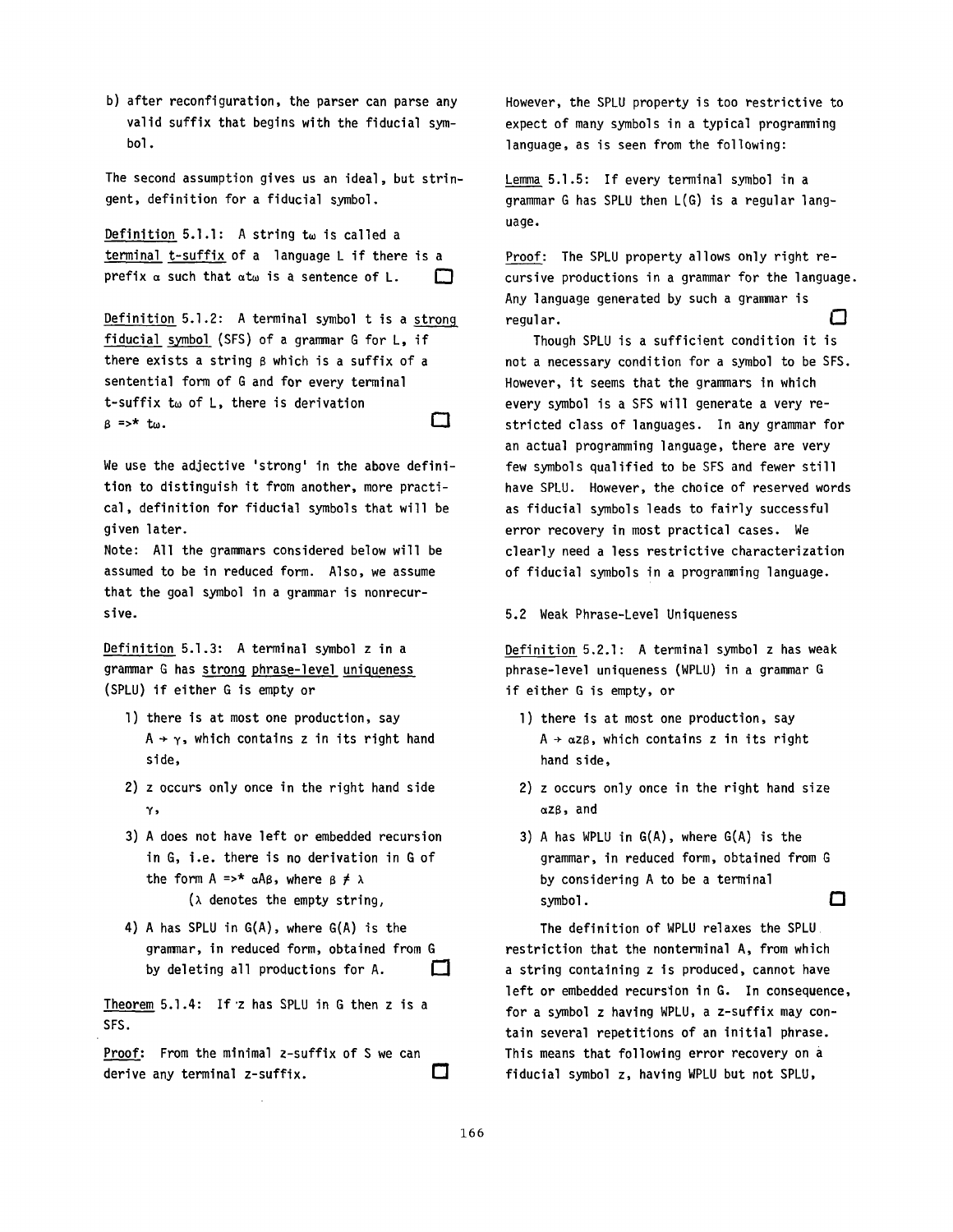b) after reconfiguration, the parser can parse any valid suffix that begins with the fiducial symbol.

The second assumption gives us an ideal, but stringent, definition for a fiducial symbol.

Definition 5.1.1: A string $t\omega$ is called a terminal t-suffix of a language L if there is a prefix $\alpha$ such that $\alpha t\omega$ is a sentence of L. □

Definition 5.1.2: A terminal symbol t is a strong fiducial symbol (SFS) of a grammar G for L, if there exists a string $\beta$ which is a suffix of a sentential form of G and for every terminal t-suffix $t\omega$ of L, there is derivation $\beta \Rightarrow^* t\omega$. □

We use the adjective 'strong' in the above definition to distinguish it from another, more practical, definition for fiducial symbols that will be given later.

Note: All the grammars considered below will be assumed to be in reduced form. Also, we assume that the goal symbol in a grammar is nonrecursive.

Definition 5.1.3: A terminal symbol z in a grammar G has strong phrase-level uniqueness (SPLU) if either G is empty or

1) there is at most one production, say $A \rightarrow \gamma$, which contains z in its right hand side,
2) z occurs only once in the right hand side $\gamma$,
3) A does not have left or embedded recursion in G, i.e. there is no derivation in G of the form $A \Rightarrow^* \alpha A \beta$, where $\beta \neq \lambda$ ($\lambda$ denotes the empty string,
4) A has SPLU in G(A), where G(A) is the grammar, in reduced form, obtained from G by deleting all productions for A. □

Theorem 5.1.4: If z has SPLU in G then z is a SFS.

Proof: From the minimal z-suffix of S we can derive any terminal z-suffix. □

However, the SPLU property is too restrictive to expect of many symbols in a typical programming language, as is seen from the following:

Lemma 5.1.5: If every terminal symbol in a grammar G has SPLU then L(G) is a regular language.

Proof: The SPLU property allows only right recursive productions in a grammar for the language. Any language generated by such a grammar is regular. □

Though SPLU is a sufficient condition it is not a necessary condition for a symbol to be SFS. However, it seems that the grammars in which every symbol is a SFS will generate a very restricted class of languages. In any grammar for an actual programming language, there are very few symbols qualified to be SFS and fewer still have SPLU. However, the choice of reserved words as fiducial symbols leads to fairly successful error recovery in most practical cases. We clearly need a less restrictive characterization of fiducial symbols in a programming language.

## 5.2 Weak Phrase-Level Uniqueness

Definition 5.2.1: A terminal symbol z has weak phrase-level uniqueness (WPLU) in a grammar G if either G is empty, or

1) there is at most one production, say $A \rightarrow \alpha z \beta$, which contains z in its right hand side,
2) z occurs only once in the right hand size $\alpha z \beta$, and
3) A has WPLU in G(A), where G(A) is the grammar, in reduced form, obtained from G by considering A to be a terminal symbol. □

The definition of WPLU relaxes the SPLU restriction that the nonterminal A, from which a string containing z is produced, cannot have left or embedded recursion in G. In consequence, for a symbol z having WPLU, a z-suffix may contain several repetitions of an initial phrase. This means that following error recovery on a fiducial symbol z, having WPLU but not SPLU,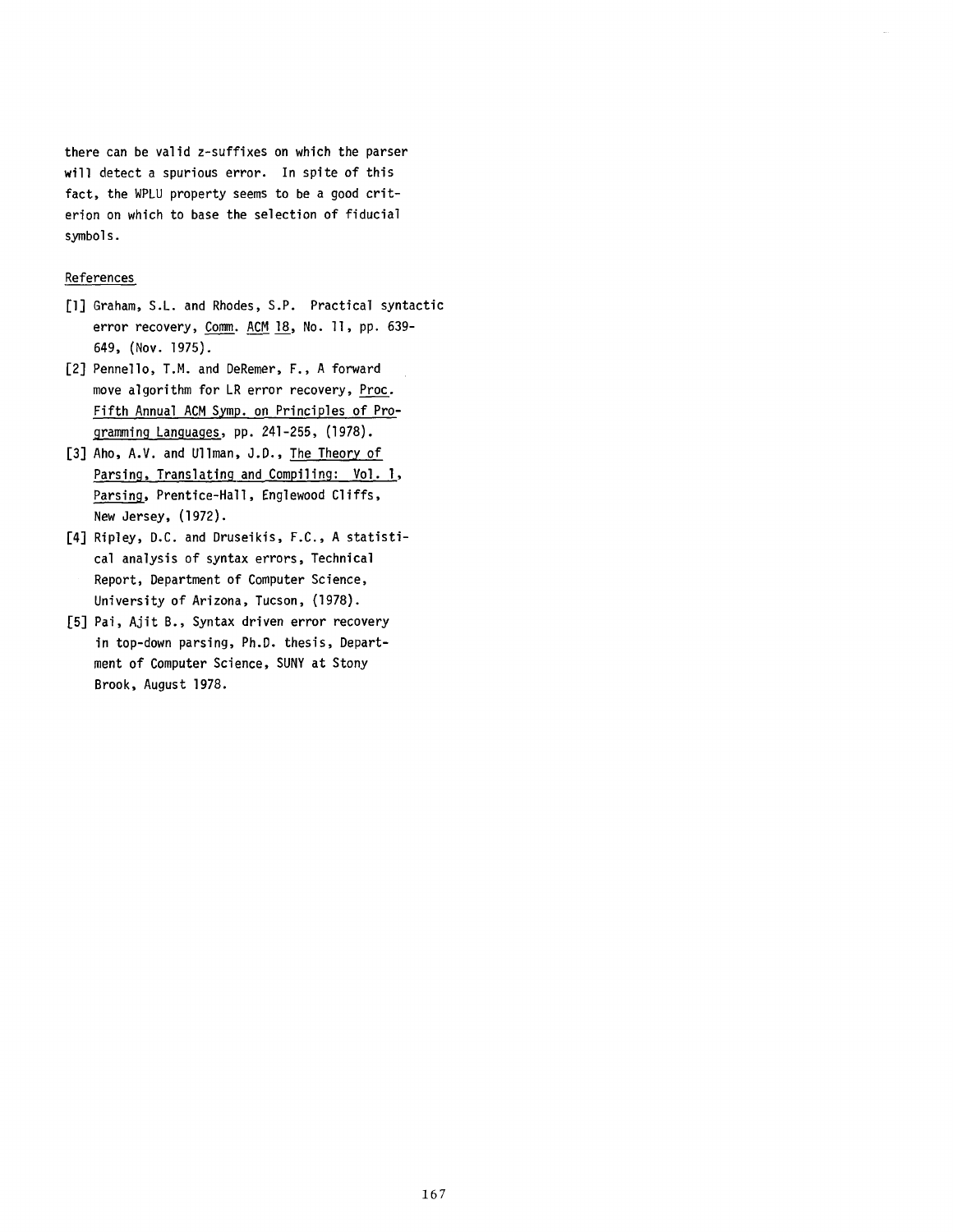there can be valid z-suffixes on which the parser will detect a spurious error. In spite of this fact, the WPLU property seems to be a good criterion on which to base the selection of fiducial symbols.

## References

[1] Graham, S.L. and Rhodes, S.P. Practical syntactic error recovery, Comm. ACM 18, No. 11, pp. 639-649, (Nov. 1975).

[2] Pennello, T.M. and DeRemer, F., A forward move algorithm for LR error recovery, Proc. Fifth Annual ACM Symp. on Principles of Programming Languages, pp. 241-255, (1978).

[3] Aho, A.V. and Ullman, J.D., The Theory of Parsing, Translating and Compiling: Vol. 1, Parsing, Prentice-Hall, Englewood Cliffs, New Jersey, (1972).

[4] Ripley, D.C. and Druseikis, F.C., A statistical analysis of syntax errors, Technical Report, Department of Computer Science, University of Arizona, Tucson, (1978).

[5] Pai, Ajit B., Syntax driven error recovery in top-down parsing, Ph.D. thesis, Department of Computer Science, SUNY at Stony Brook, August 1978.